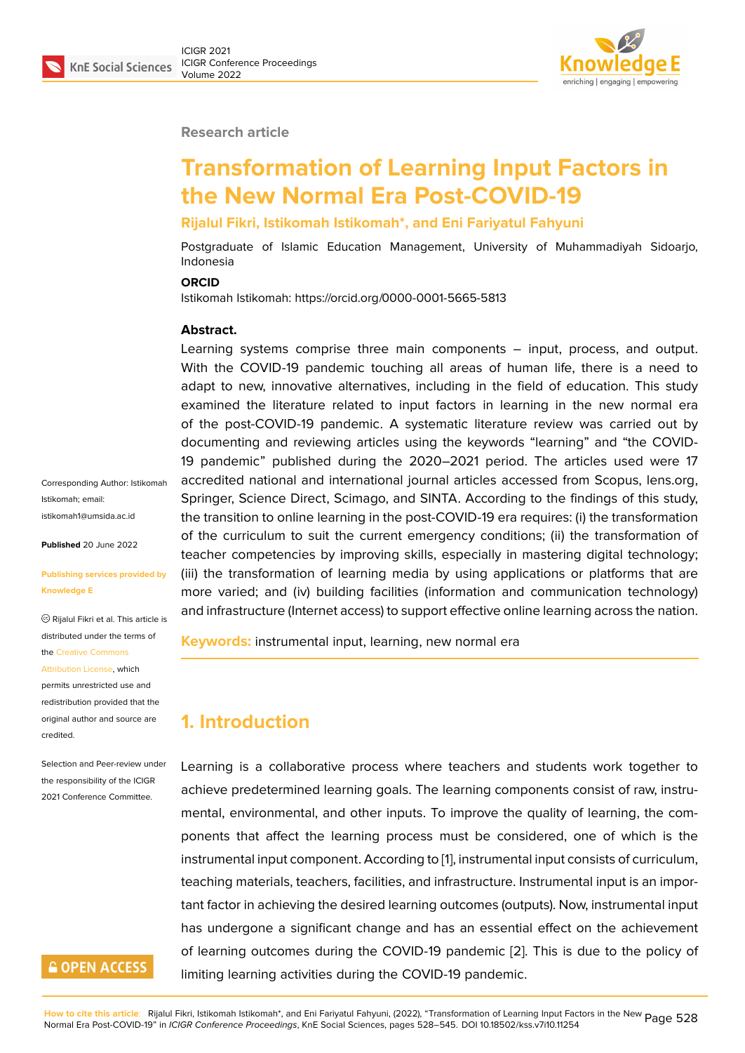Research article

# Transformation of Learning Input Factors in the New Normal Era Post-COVID-19

**Rijalul Fikri, Istikomah Istikomah*, and Eni Fariyatul Fahyuni**

Postgraduate of Islamic Education Management, University of Muhammadiyah Sidoarjo, Indonesia

**ORCID**

Istikomah Istikomah: https://orcid.org/0000-0001-5665-5813

**Abstract.**

Learning systems comprise three main components – input, process, and output. With the COVID-19 pandemic touching all areas of human life, there is a need to adapt to new, innovative alternatives, including in the field of education. This study examined the literature related to input factors in learning in the new normal era of the post-COVID-19 pandemic. A systematic literature review was carried out by documenting and reviewing articles using the keywords "learning" and "the COVID-19 pandemic" published during the 2020–2021 period. The articles used were 17 accredited national and international journal articles accessed from Scopus, lens.org, Springer, Science Direct, Scimago, and SINTA. According to the findings of this study, the transition to online learning in the post-COVID-19 era requires: (i) the transformation of the curriculum to suit the current emergency conditions; (ii) the transformation of teacher competencies by improving skills, especially in mastering digital technology; (iii) the transformation of learning media by using applications or platforms that are more varied; and (iv) building facilities (information and communication technology) and infrastructure (Internet access) to support effective online learning across the nation.

**Keywords:** instrumental input, learning, new normal era

Corresponding Author: Istikomah Istikomah; email: istikomah1@umsida.ac.id

**Published** 20 June 2022

**Publishing services provided by Knowledge E**

© Rijalul Fikri et al. This article is distributed under the terms of the Creative Commons Attribution License, which permits unrestricted use and redistribution provided that the original author and source are credited.

Selection and Peer-review under the responsibility of the ICIGR 2021 Conference Committee.

## 1. Introduction

Learning is a collaborative process where teachers and students work together to achieve predetermined learning goals. The learning components consist of raw, instrumental, environmental, and other inputs. To improve the quality of learning, the components that affect the learning process must be considered, one of which is the instrumental input component. According to [1], instrumental input consists of curriculum, teaching materials, teachers, facilities, and infrastructure. Instrumental input is an important factor in achieving the desired learning outcomes (outputs). Now, instrumental input has undergone a significant change and has an essential effect on the achievement of learning outcomes during the COVID-19 pandemic [2]. This is due to the policy of limiting learning activities during the COVID-19 pandemic.

**How to cite this article:** Rijalul Fikri, Istikomah Istikomah*, and Eni Fariyatul Fahyuni, (2022), "Transformation of Learning Input Factors in the New Normal Era Post-COVID-19" in *ICIGR Conference Proceedings*, KnE Social Sciences, pages 528–545. DOI 10.18502/kss.v7i10.11254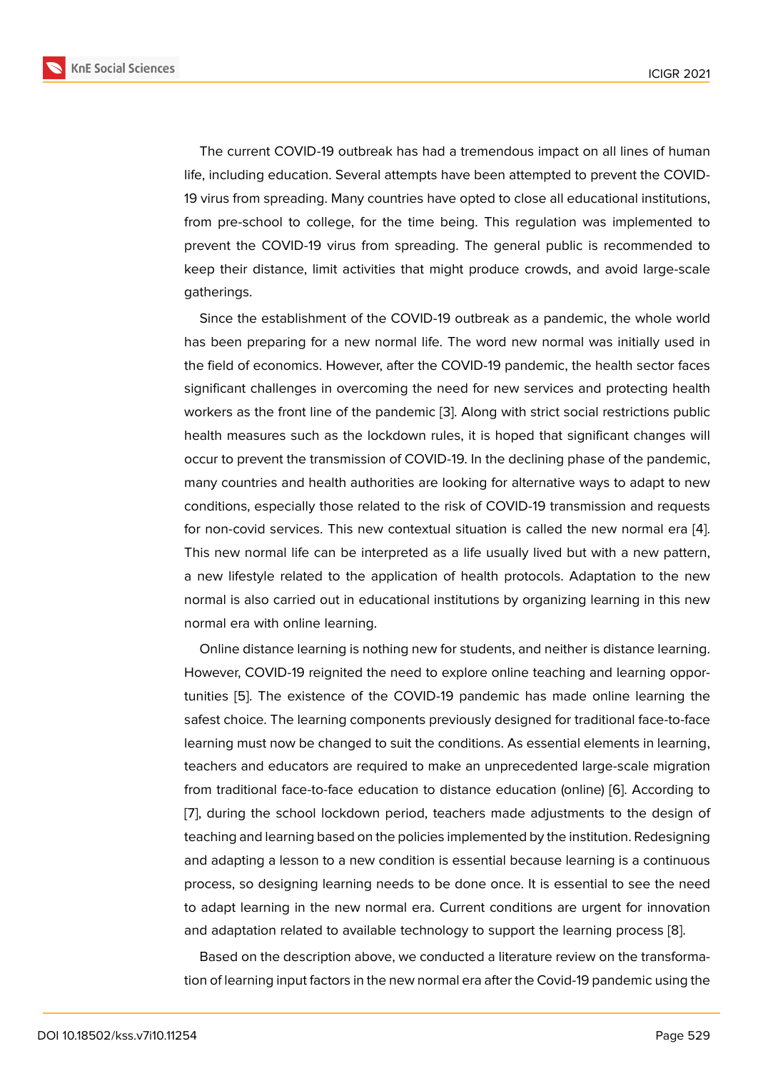The current COVID-19 outbreak has had a tremendous impact on all lines of human life, including education. Several attempts have been attempted to prevent the COVID-19 virus from spreading. Many countries have opted to close all educational institutions, from pre-school to college, for the time being. This regulation was implemented to prevent the COVID-19 virus from spreading. The general public is recommended to keep their distance, limit activities that might produce crowds, and avoid large-scale gatherings.

Since the establishment of the COVID-19 outbreak as a pandemic, the whole world has been preparing for a new normal life. The word new normal was initially used in the field of economics. However, after the COVID-19 pandemic, the health sector faces significant challenges in overcoming the need for new services and protecting health workers as the front line of the pandemic [3]. Along with strict social restrictions public health measures such as the lockdown rules, it is hoped that significant changes will occur to prevent the transmission of COVID-19. In the declining phase of the pandemic, many countries and health authorities are looking for alternative ways to adapt to new conditions, especially those related to the risk of COVID-19 transmission and requests for non-covid services. This new contextual situation is called the new normal era [4]. This new normal life can be interpreted as a life usually lived but with a new pattern, a new lifestyle related to the application of health protocols. Adaptation to the new normal is also carried out in educational institutions by organizing learning in this new normal era with online learning.

Online distance learning is nothing new for students, and neither is distance learning. However, COVID-19 reignited the need to explore online teaching and learning opportunities [5]. The existence of the COVID-19 pandemic has made online learning the safest choice. The learning components previously designed for traditional face-to-face learning must now be changed to suit the conditions. As essential elements in learning, teachers and educators are required to make an unprecedented large-scale migration from traditional face-to-face education to distance education (online) [6]. According to [7], during the school lockdown period, teachers made adjustments to the design of teaching and learning based on the policies implemented by the institution. Redesigning and adapting a lesson to a new condition is essential because learning is a continuous process, so designing learning needs to be done once. It is essential to see the need to adapt learning in the new normal era. Current conditions are urgent for innovation and adaptation related to available technology to support the learning process [8].

Based on the description above, we conducted a literature review on the transformation of learning input factors in the new normal era after the Covid-19 pandemic using the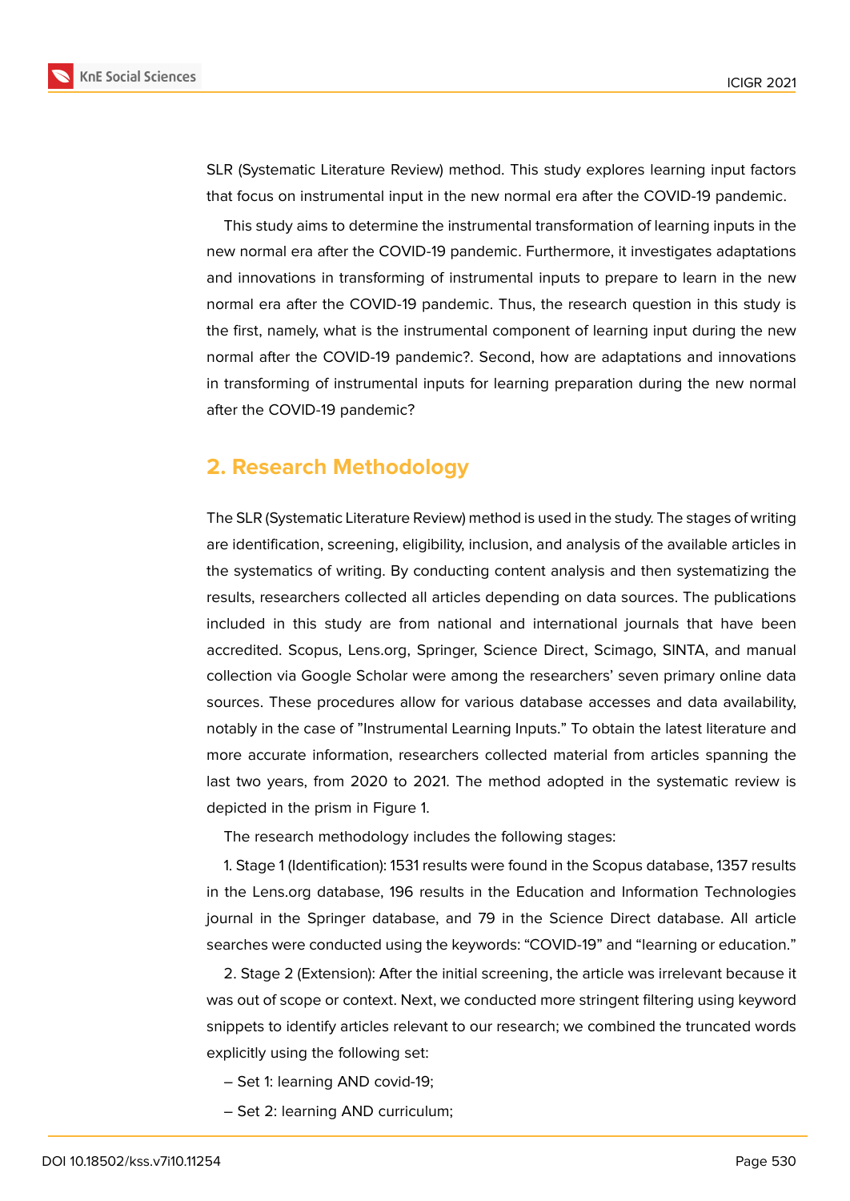SLR (Systematic Literature Review) method. This study explores learning input factors that focus on instrumental input in the new normal era after the COVID-19 pandemic.

This study aims to determine the instrumental transformation of learning inputs in the new normal era after the COVID-19 pandemic. Furthermore, it investigates adaptations and innovations in transforming of instrumental inputs to prepare to learn in the new normal era after the COVID-19 pandemic. Thus, the research question in this study is the first, namely, what is the instrumental component of learning input during the new normal after the COVID-19 pandemic?. Second, how are adaptations and innovations in transforming of instrumental inputs for learning preparation during the new normal after the COVID-19 pandemic?

## 2. Research Methodology

The SLR (Systematic Literature Review) method is used in the study. The stages of writing are identification, screening, eligibility, inclusion, and analysis of the available articles in the systematics of writing. By conducting content analysis and then systematizing the results, researchers collected all articles depending on data sources. The publications included in this study are from national and international journals that have been accredited. Scopus, Lens.org, Springer, Science Direct, Scimago, SINTA, and manual collection via Google Scholar were among the researchers' seven primary online data sources. These procedures allow for various database accesses and data availability, notably in the case of "Instrumental Learning Inputs." To obtain the latest literature and more accurate information, researchers collected material from articles spanning the last two years, from 2020 to 2021. The method adopted in the systematic review is depicted in the prism in Figure 1.

The research methodology includes the following stages:

1. Stage 1 (Identification): 1531 results were found in the Scopus database, 1357 results in the Lens.org database, 196 results in the Education and Information Technologies journal in the Springer database, and 79 in the Science Direct database. All article searches were conducted using the keywords: "COVID-19" and "learning or education."

2. Stage 2 (Extension): After the initial screening, the article was irrelevant because it was out of scope or context. Next, we conducted more stringent filtering using keyword snippets to identify articles relevant to our research; we combined the truncated words explicitly using the following set:

– Set 1: learning AND covid-19;

– Set 2: learning AND curriculum;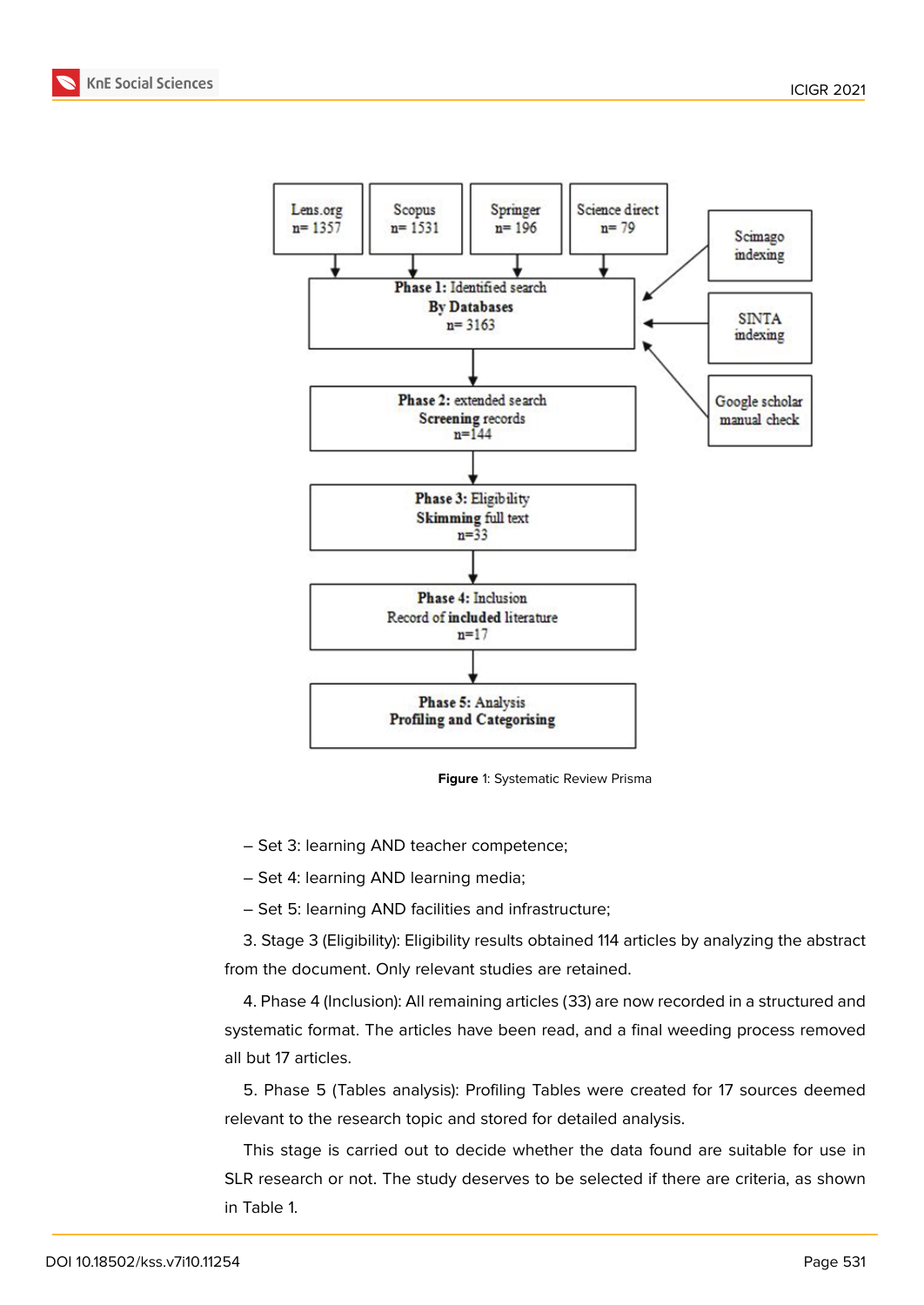Lens.org n= 1357

Scopus n= 1531

Springer n= 196

Science direct n= 79

Scimago indexing

SINTA indexing

Google scholar manual check

**Phase 1:** Identified search **By Databases** n= 3163

**Phase 2:** extended search **Screening** records n=144

**Phase 3:** Eligibility **Skimming** full text n=33

**Phase 4:** Inclusion Record of **included** literature n=17

**Phase 5:** Analysis **Profiling and Categorising**

**Figure** 1: Systematic Review Prisma

– Set 3: learning AND teacher competence;

– Set 4: learning AND learning media;

– Set 5: learning AND facilities and infrastructure;

3. Stage 3 (Eligibility): Eligibility results obtained 114 articles by analyzing the abstract from the document. Only relevant studies are retained.

4. Phase 4 (Inclusion): All remaining articles (33) are now recorded in a structured and systematic format. The articles have been read, and a final weeding process removed all but 17 articles.

5. Phase 5 (Tables analysis): Profiling Tables were created for 17 sources deemed relevant to the research topic and stored for detailed analysis.

This stage is carried out to decide whether the data found are suitable for use in SLR research or not. The study deserves to be selected if there are criteria, as shown in Table 1.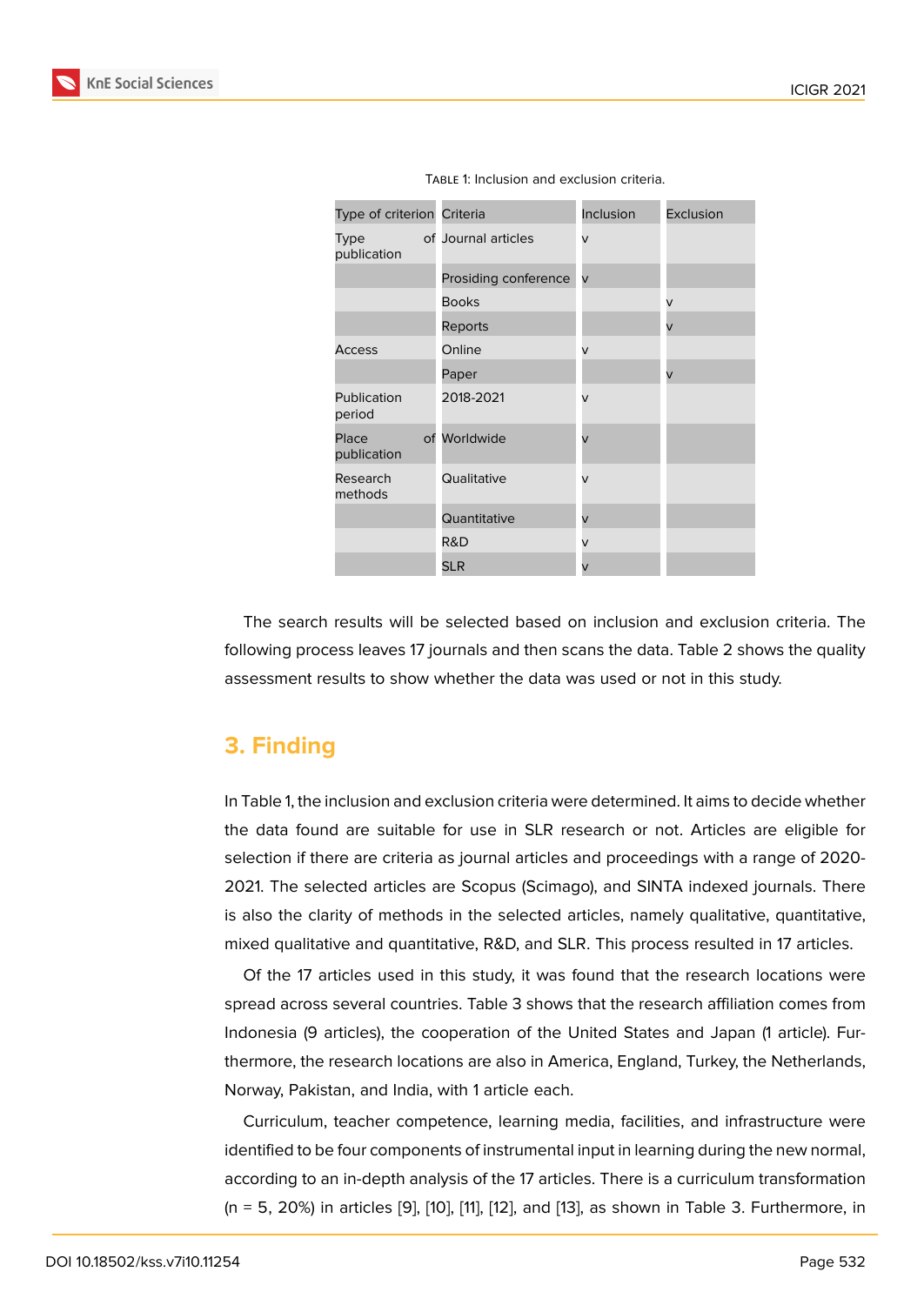Table 1: Inclusion and exclusion criteria.

| Type of criterion | Criteria | Inclusion | Exclusion |
|---|---|---|---|
| Type of publication | Journal articles | v | |
| | Prosiding conference | v | |
| | Books | | v |
| | Reports | | v |
| Access | Online | v | |
| | Paper | | v |
| Publication period | 2018-2021 | v | |
| Place of publication | Worldwide | v | |
| Research methods | Qualitative | v | |
| | Quantitative | v | |
| | R&D | v | |
| | SLR | v | |

The search results will be selected based on inclusion and exclusion criteria. The following process leaves 17 journals and then scans the data. Table 2 shows the quality assessment results to show whether the data was used or not in this study.

## 3. Finding

In Table 1, the inclusion and exclusion criteria were determined. It aims to decide whether the data found are suitable for use in SLR research or not. Articles are eligible for selection if there are criteria as journal articles and proceedings with a range of 2020-2021. The selected articles are Scopus (Scimago), and SINTA indexed journals. There is also the clarity of methods in the selected articles, namely qualitative, quantitative, mixed qualitative and quantitative, R&D, and SLR. This process resulted in 17 articles.

Of the 17 articles used in this study, it was found that the research locations were spread across several countries. Table 3 shows that the research affiliation comes from Indonesia (9 articles), the cooperation of the United States and Japan (1 article). Furthermore, the research locations are also in America, England, Turkey, the Netherlands, Norway, Pakistan, and India, with 1 article each.

Curriculum, teacher competence, learning media, facilities, and infrastructure were identified to be four components of instrumental input in learning during the new normal, according to an in-depth analysis of the 17 articles. There is a curriculum transformation (n = 5, 20%) in articles [9], [10], [11], [12], and [13], as shown in Table 3. Furthermore, in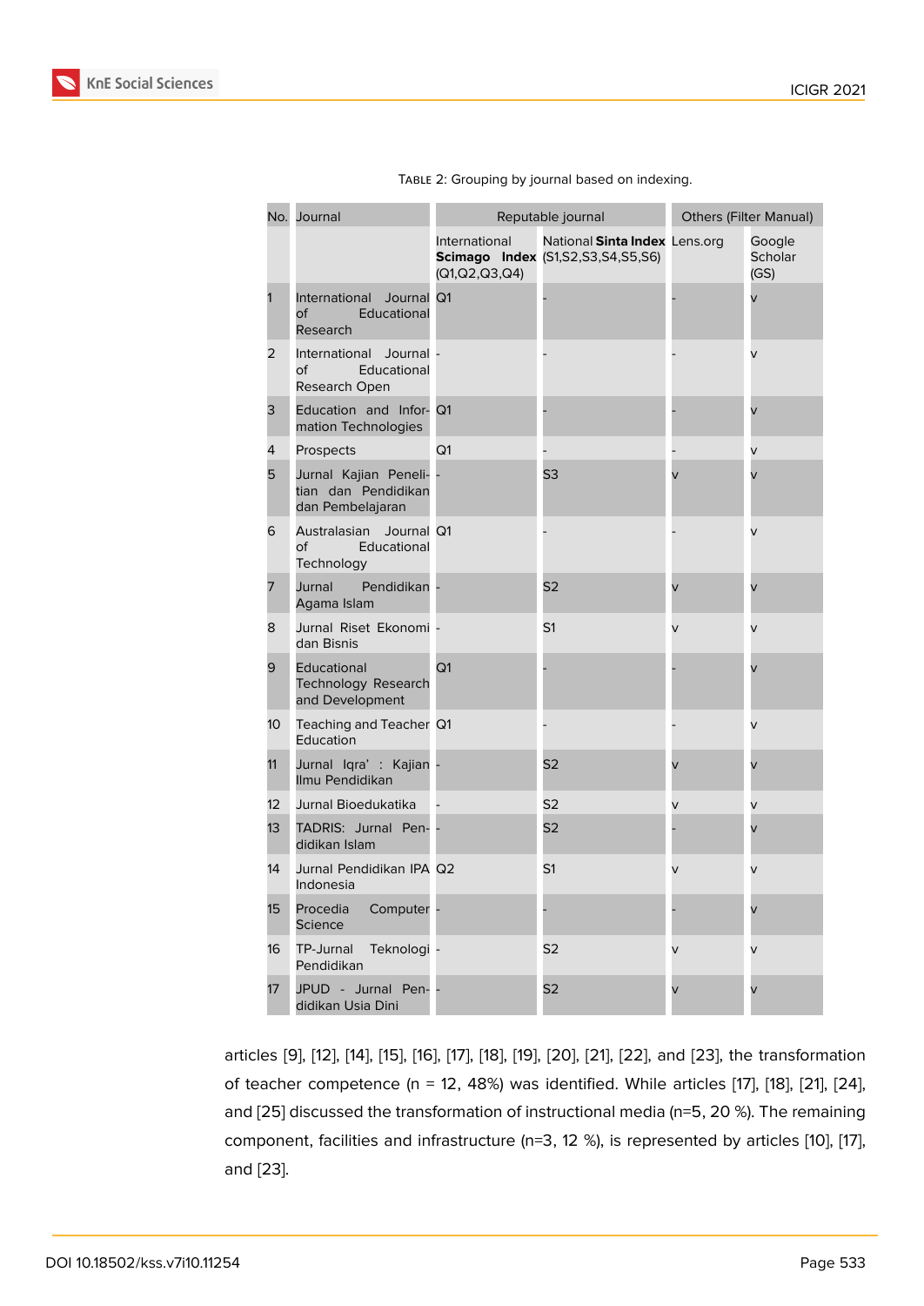Table 2: Grouping by journal based on indexing.

| No. | Journal | Reputable journal | | Others (Filter Manual) | |
|---|---|---|---|---|---|
| | | International **Scimago Index** (Q1,Q2,Q3,Q4) | National **Sinta Index** (S1,S2,S3,S4,S5,S6) | Lens.org | Google Scholar (GS) |
| 1 | International Journal of Educational Research | Q1 | - | - | v |
| 2 | International Journal of Educational Research Open | - | - | - | v |
| 3 | Education and Information Technologies | Q1 | - | - | v |
| 4 | Prospects | Q1 | - | - | v |
| 5 | Jurnal Kajian Penelitian dan Pendidikan dan Pembelajaran | - | S3 | v | v |
| 6 | Australasian Journal of Educational Technology | Q1 | - | - | v |
| 7 | Jurnal Pendidikan Agama Islam | - | S2 | v | v |
| 8 | Jurnal Riset Ekonomi dan Bisnis | - | S1 | v | v |
| 9 | Educational Technology Research and Development | Q1 | - | - | v |
| 10 | Teaching and Teacher Education | Q1 | - | - | v |
| 11 | Jurnal Iqra' : Kajian Ilmu Pendidikan | - | S2 | v | v |
| 12 | Jurnal Bioedukatika | - | S2 | v | v |
| 13 | TADRIS: Jurnal Pendidikan Islam | - | S2 | - | v |
| 14 | Jurnal Pendidikan IPA Indonesia | Q2 | S1 | v | v |
| 15 | Procedia Computer Science | - | - | - | v |
| 16 | TP-Jurnal Teknologi Pendidikan | - | S2 | v | v |
| 17 | JPUD - Jurnal Pendidikan Usia Dini | - | S2 | v | v |

articles [9], [12], [14], [15], [16], [17], [18], [19], [20], [21], [22], and [23], the transformation of teacher competence (n = 12, 48%) was identified. While articles [17], [18], [21], [24], and [25] discussed the transformation of instructional media (n=5, 20 %). The remaining component, facilities and infrastructure (n=3, 12 %), is represented by articles [10], [17], and [23].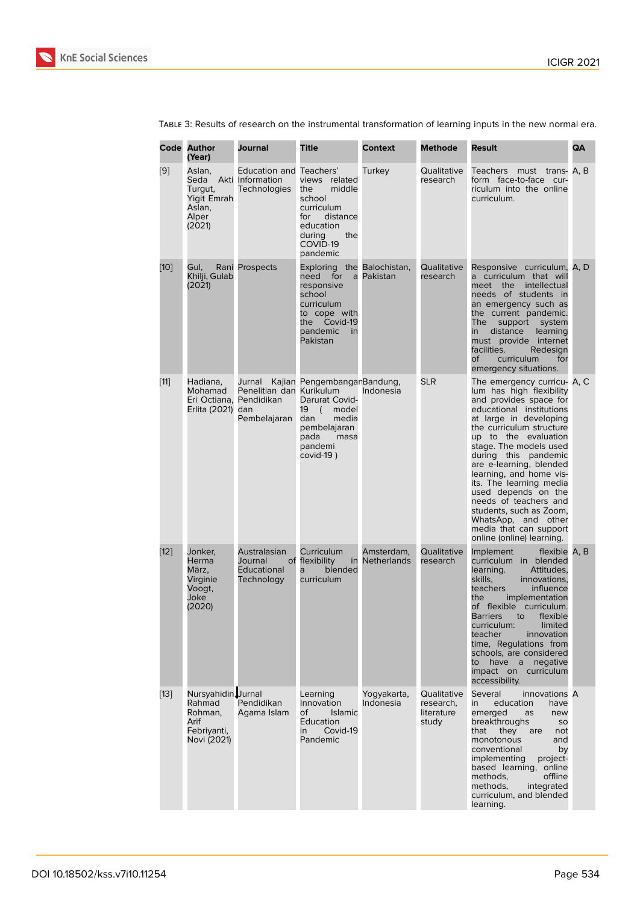Table 3: Results of research on the instrumental transformation of learning inputs in the new normal era.

| Code | Author (Year) | Journal | Title | Context | Methode | Result | QA |
|---|---|---|---|---|---|---|---|
| [9] | Aslan, Seda Akti Turgut, Yigit Emrah Aslan, Alper (2021) | Education and Information Technologies | Teachers' views related the middle school curriculum for distance education during the COVID-19 pandemic | Turkey | Qualitative research | Teachers must transform face-to-face curriculum into the online curriculum. | A, B |
| [10] | Gul, Rani Khilji, Gulab (2021) | Prospects | Exploring the need for a responsive school curriculum to cope with the Covid-19 pandemic in Pakistan | Balochistan, Pakistan | Qualitative research | Responsive curriculum, a curriculum that will meet the intellectual needs of students in an emergency such as the current pandemic. The support system in distance learning must provide internet facilities. Redesign of curriculum for emergency situations. | A, D |
| [11] | Hadiana, Mohamad Eri Octiana, Erlita (2021) | Jurnal Kajian Penelitian dan Pendidikan dan Pembelajaran | Pengembangan Kurikulum Darurat Covid-19 ( model dan media pembelajaran pada masa pandemi covid-19 ) | Bandung, Indonesia | SLR | The emergency curriculum has high flexibility and provides space for educational institutions at large in developing the curriculum structure up to the evaluation stage. The models used during this pandemic are e-learning, blended learning, and home visits. The learning media used depends on the needs of teachers and students, such as Zoom, WhatsApp, and other media that can support online (online) learning. | A, C |
| [12] | Jonker, Herma März, Virginie Voogt, Joke (2020) | Australasian Journal of Educational Technology | Curriculum flexibility in a blended curriculum | Amsterdam, Netherlands | Qualitative research | Implement flexible curriculum in blended learning. Attitudes, skills, innovations, teachers influence the implementation of flexible curriculum. Barriers to flexible curriculum: limited teacher innovation time, Regulations from schools, are considered to have a negative impact on curriculum accessibility. | A, B |
| [13] | Nursyahidin, Rahmad Rohman, Arif Febriyanti, Novi (2021) | Jurnal Pendidikan Agama Islam | Learning Innovation of Islamic Education in Covid-19 Pandemic | Yogyakarta, Indonesia | Qualitative research, literature study | Several innovations in education have emerged as new breakthroughs so that they are not monotonous and conventional by implementing project-based learning, online methods, offline methods, integrated curriculum, and blended learning. | A |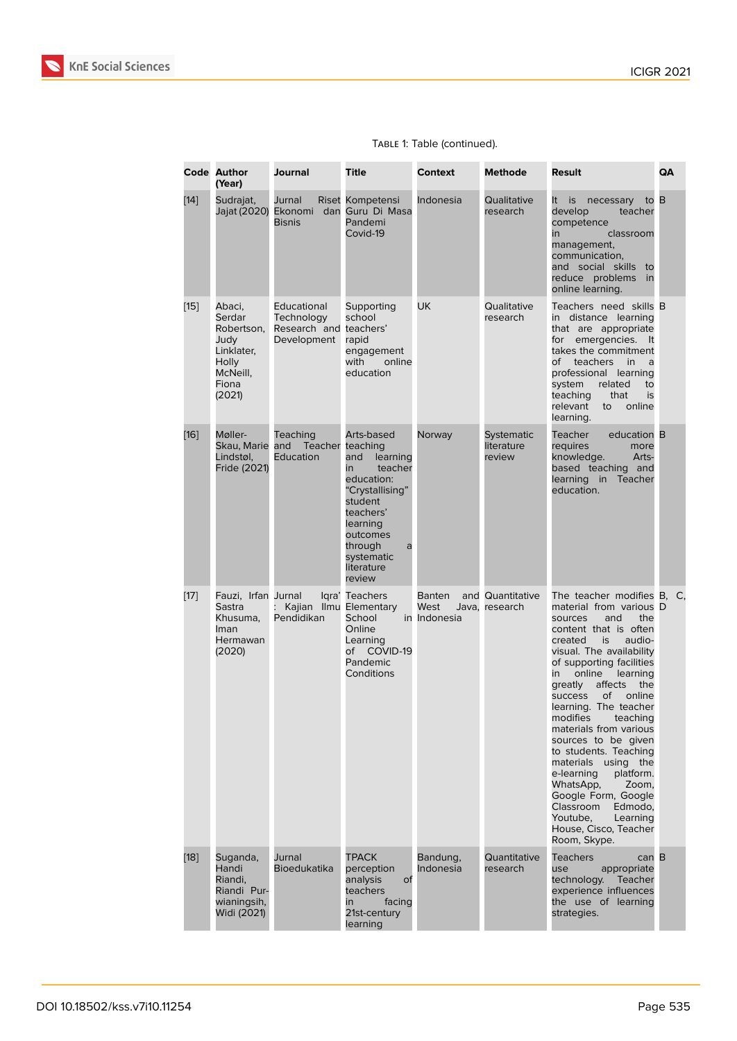Table 1: Table (continued).

| Code | Author (Year) | Journal | Title | Context | Methode | Result | QA |
|---|---|---|---|---|---|---|---|
| [14] | Sudrajat, Jajat (2020) | Jurnal Riset Ekonomi dan Bisnis | Kompetensi Guru Di Masa Pandemi Covid-19 | Indonesia | Qualitative research | It is necessary to develop teacher competence in classroom management, communication, and social skills to reduce problems in online learning. | B |
| [15] | Abaci, Serdar Robertson, Judy Linklater, Holly McNeill, Fiona (2021) | Educational Technology Research and Development | Supporting school teachers' rapid engagement with online education | UK | Qualitative research | Teachers need skills in distance learning that are appropriate for emergencies. It takes the commitment of teachers in a professional learning system related to teaching that is relevant to online learning. | B |
| [16] | Møller-Skau, Marie Lindstøl, Fride (2021) | Teaching and Teacher Education | Arts-based teaching and learning in teacher education: "Crystallising" student teachers' learning outcomes through a systematic literature review | Norway | Systematic literature review | Teacher education requires more knowledge. Arts-based teaching and learning in Teacher education. | B |
| [17] | Fauzi, Irfan Sastra Khusuma, Iman Hermawan (2020) | Jurnal Iqra' : Kajian Ilmu Pendidikan | Teachers Elementary School Online Learning of COVID-19 Pandemic Conditions | Banten and West Java, in Indonesia | Quantitative research | The teacher modifies material from various sources and the content that is often created is audio-visual. The availability of supporting facilities in online learning greatly affects the success of online learning. The teacher modifies teaching materials from various sources to be given to students. Teaching materials using the e-learning platform. WhatsApp, Zoom, Google Form, Google Classroom Edmodo, Youtube, Learning House, Cisco, Teacher Room, Skype. | B, C, D |
| [18] | Suganda, Handi Riandi, Riandi Purwianingsih, Widi (2021) | Jurnal Bioedukatika | TPACK perception analysis of teachers in facing 21st-century learning | Bandung, Indonesia | Quantitative research | Teachers can use appropriate technology. Teacher experience influences the use of learning strategies. | B |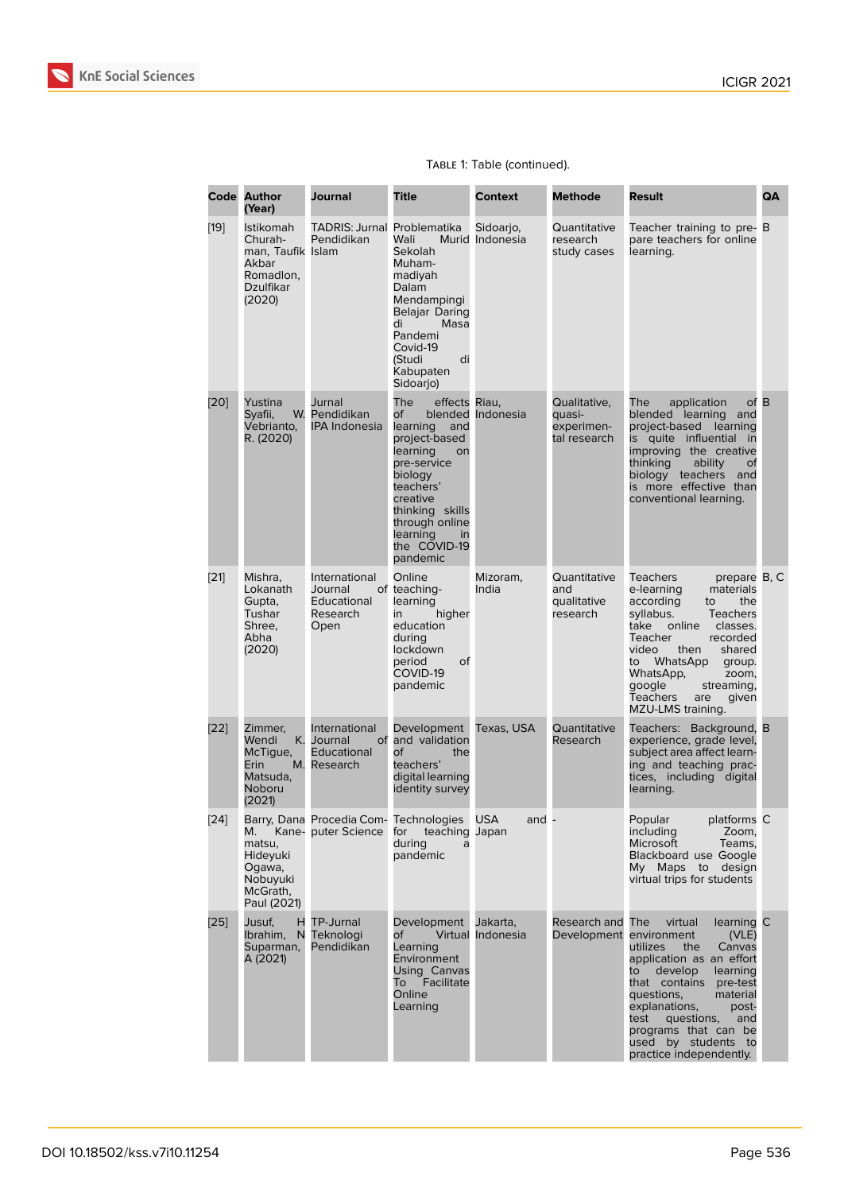Table 1: Table (continued).

| Code | Author (Year) | Journal | Title | Context | Methode | Result | QA |
|---|---|---|---|---|---|---|---|
| [19] | Istikomah Churahman, Taufik Akbar Romadlon, Dzulfikar (2020) | TADRIS: Jurnal Pendidikan Islam | Problematika Wali Murid Sekolah Muhammadiyah Dalam Mendampingi Belajar Daring di Masa Pandemi Covid-19 (Studi di Kabupaten Sidoarjo) | Sidoarjo, Indonesia | Quantitative research study cases | Teacher training to prepare teachers for online learning. | B |
| [20] | Yustina Syafii, W. Vebrianto, R. (2020) | Jurnal Pendidikan IPA Indonesia | The effects of blended learning and project-based learning on pre-service biology teachers' creative thinking skills through online learning in the COVID-19 pandemic | Riau, Indonesia | Qualitative, quasi-experimental research | The application of blended learning and project-based learning is quite influential in improving the creative thinking ability of biology teachers and is more effective than conventional learning. | B |
| [21] | Mishra, Lokanath Gupta, Tushar Shree, Abha (2020) | International Journal of Educational Research Open | Online teaching-learning in higher education during lockdown period of COVID-19 pandemic | Mizoram, India | Quantitative and qualitative research | Teachers prepare e-learning materials according to the syllabus. Teachers take online classes. Teacher recorded video then shared to WhatsApp group. WhatsApp, zoom, google streaming, Teachers are given MZU-LMS training. | B, C |
| [22] | Zimmer, Wendi K. McTigue, Erin M. Matsuda, Noboru (2021) | International Journal of Educational Research | Development and validation of the teachers' digital learning identity survey | Texas, USA | Quantitative Research | Teachers: Background, experience, grade level, subject area affect learning and teaching practices, including digital learning. | B |
| [24] | Barry, Dana M. Kanematsu, Hideyuki Ogawa, Nobuyuki McGrath, Paul (2021) | Procedia Computer Science | Technologies for teaching during a pandemic | USA and Japan | - | Popular platforms including Zoom, Microsoft Teams, Blackboard use Google My Maps to design virtual trips for students | C |
| [25] | Jusuf, H Ibrahim, N Suparman, A (2021) | TP-Jurnal Teknologi Pendidikan | Development of Virtual Learning Environment Using Canvas To Facilitate Online Learning | Jakarta, Indonesia | Research and Development | The virtual learning environment (VLE) utilizes the Canvas application as an effort to develop learning that contains pre-test questions, material explanations, post-test questions, and programs that can be used by students to practice independently. | C |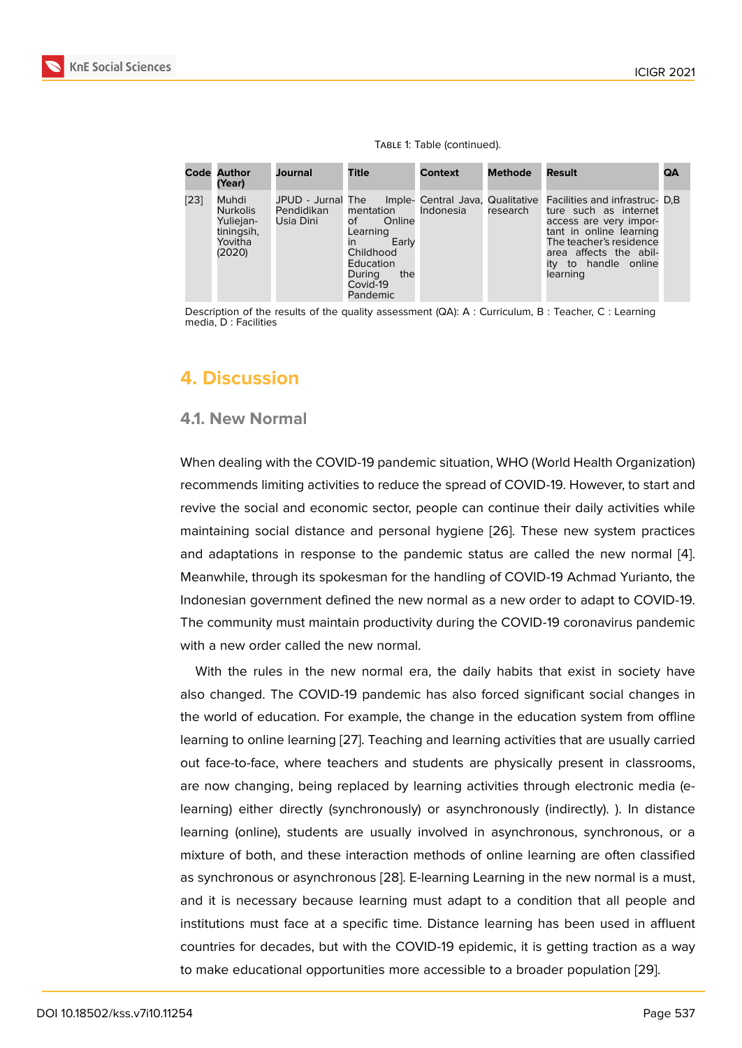Table 1: Table (continued).

| Code | Author (Year) | Journal | Title | Context | Methode | Result | QA |
|---|---|---|---|---|---|---|---|
| [23] | Muhdi Nurkolis Yuliejantiningsih, Yovitha (2020) | JPUD - Jurnal Pendidikan Usia Dini | The Implementation of Online Learning in Early Childhood Education During the Covid-19 Pandemic | Central Java, Indonesia | Qualitative research | Facilities and infrastructure such as internet access are very important in online learning The teacher's residence area affects the ability to handle online learning | D,B |

Description of the results of the quality assessment (QA): A : Curriculum, B : Teacher, C : Learning media, D : Facilities

# 4. Discussion

## 4.1. New Normal

When dealing with the COVID-19 pandemic situation, WHO (World Health Organization) recommends limiting activities to reduce the spread of COVID-19. However, to start and revive the social and economic sector, people can continue their daily activities while maintaining social distance and personal hygiene [26]. These new system practices and adaptations in response to the pandemic status are called the new normal [4]. Meanwhile, through its spokesman for the handling of COVID-19 Achmad Yurianto, the Indonesian government defined the new normal as a new order to adapt to COVID-19. The community must maintain productivity during the COVID-19 coronavirus pandemic with a new order called the new normal.

With the rules in the new normal era, the daily habits that exist in society have also changed. The COVID-19 pandemic has also forced significant social changes in the world of education. For example, the change in the education system from offline learning to online learning [27]. Teaching and learning activities that are usually carried out face-to-face, where teachers and students are physically present in classrooms, are now changing, being replaced by learning activities through electronic media (e-learning) either directly (synchronously) or asynchronously (indirectly). ). In distance learning (online), students are usually involved in asynchronous, synchronous, or a mixture of both, and these interaction methods of online learning are often classified as synchronous or asynchronous [28]. E-learning Learning in the new normal is a must, and it is necessary because learning must adapt to a condition that all people and institutions must face at a specific time. Distance learning has been used in affluent countries for decades, but with the COVID-19 epidemic, it is getting traction as a way to make educational opportunities more accessible to a broader population [29].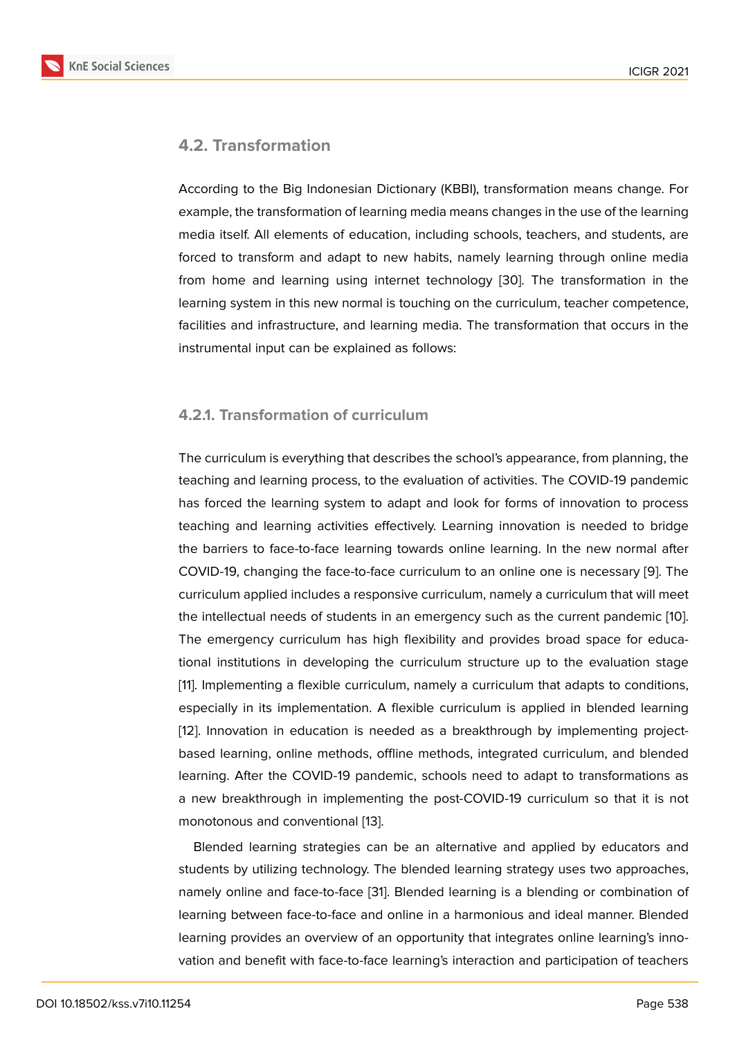### 4.2. Transformation

According to the Big Indonesian Dictionary (KBBI), transformation means change. For example, the transformation of learning media means changes in the use of the learning media itself. All elements of education, including schools, teachers, and students, are forced to transform and adapt to new habits, namely learning through online media from home and learning using internet technology [30]. The transformation in the learning system in this new normal is touching on the curriculum, teacher competence, facilities and infrastructure, and learning media. The transformation that occurs in the instrumental input can be explained as follows:

#### 4.2.1. Transformation of curriculum

The curriculum is everything that describes the school's appearance, from planning, the teaching and learning process, to the evaluation of activities. The COVID-19 pandemic has forced the learning system to adapt and look for forms of innovation to process teaching and learning activities effectively. Learning innovation is needed to bridge the barriers to face-to-face learning towards online learning. In the new normal after COVID-19, changing the face-to-face curriculum to an online one is necessary [9]. The curriculum applied includes a responsive curriculum, namely a curriculum that will meet the intellectual needs of students in an emergency such as the current pandemic [10]. The emergency curriculum has high flexibility and provides broad space for educational institutions in developing the curriculum structure up to the evaluation stage [11]. Implementing a flexible curriculum, namely a curriculum that adapts to conditions, especially in its implementation. A flexible curriculum is applied in blended learning [12]. Innovation in education is needed as a breakthrough by implementing project-based learning, online methods, offline methods, integrated curriculum, and blended learning. After the COVID-19 pandemic, schools need to adapt to transformations as a new breakthrough in implementing the post-COVID-19 curriculum so that it is not monotonous and conventional [13].

Blended learning strategies can be an alternative and applied by educators and students by utilizing technology. The blended learning strategy uses two approaches, namely online and face-to-face [31]. Blended learning is a blending or combination of learning between face-to-face and online in a harmonious and ideal manner. Blended learning provides an overview of an opportunity that integrates online learning's innovation and benefit with face-to-face learning's interaction and participation of teachers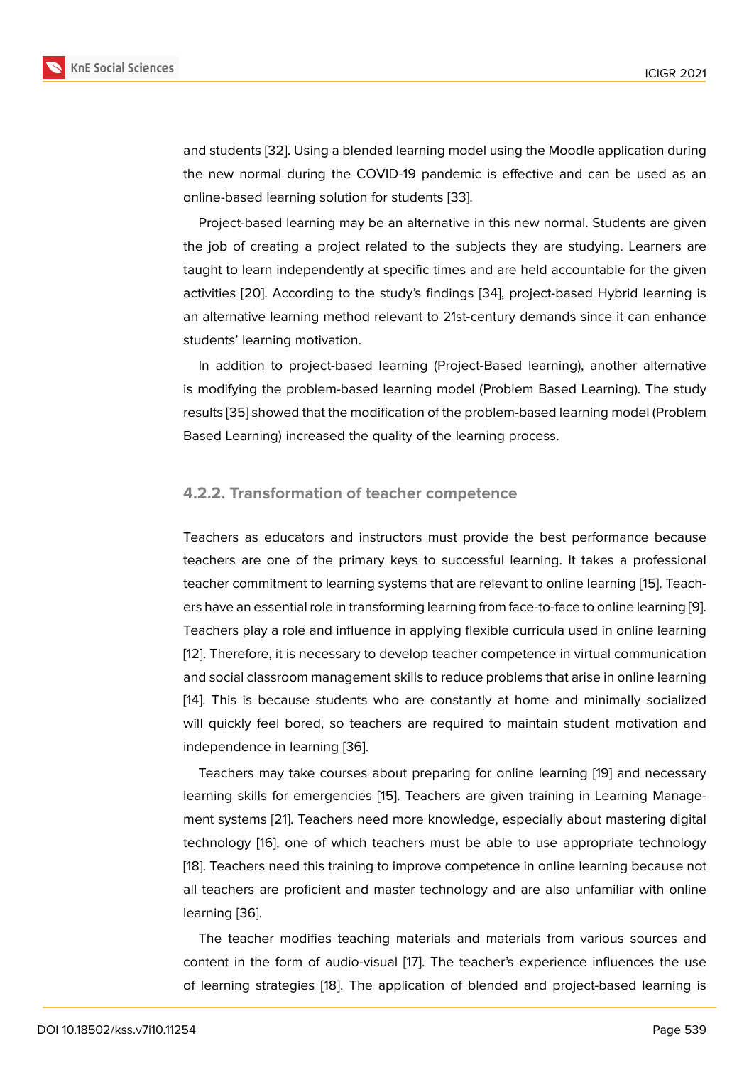and students [32]. Using a blended learning model using the Moodle application during the new normal during the COVID-19 pandemic is effective and can be used as an online-based learning solution for students [33].

Project-based learning may be an alternative in this new normal. Students are given the job of creating a project related to the subjects they are studying. Learners are taught to learn independently at specific times and are held accountable for the given activities [20]. According to the study's findings [34], project-based Hybrid learning is an alternative learning method relevant to 21st-century demands since it can enhance students' learning motivation.

In addition to project-based learning (Project-Based learning), another alternative is modifying the problem-based learning model (Problem Based Learning). The study results [35] showed that the modification of the problem-based learning model (Problem Based Learning) increased the quality of the learning process.

#### 4.2.2. Transformation of teacher competence

Teachers as educators and instructors must provide the best performance because teachers are one of the primary keys to successful learning. It takes a professional teacher commitment to learning systems that are relevant to online learning [15]. Teachers have an essential role in transforming learning from face-to-face to online learning [9]. Teachers play a role and influence in applying flexible curricula used in online learning [12]. Therefore, it is necessary to develop teacher competence in virtual communication and social classroom management skills to reduce problems that arise in online learning [14]. This is because students who are constantly at home and minimally socialized will quickly feel bored, so teachers are required to maintain student motivation and independence in learning [36].

Teachers may take courses about preparing for online learning [19] and necessary learning skills for emergencies [15]. Teachers are given training in Learning Management systems [21]. Teachers need more knowledge, especially about mastering digital technology [16], one of which teachers must be able to use appropriate technology [18]. Teachers need this training to improve competence in online learning because not all teachers are proficient and master technology and are also unfamiliar with online learning [36].

The teacher modifies teaching materials and materials from various sources and content in the form of audio-visual [17]. The teacher's experience influences the use of learning strategies [18]. The application of blended and project-based learning is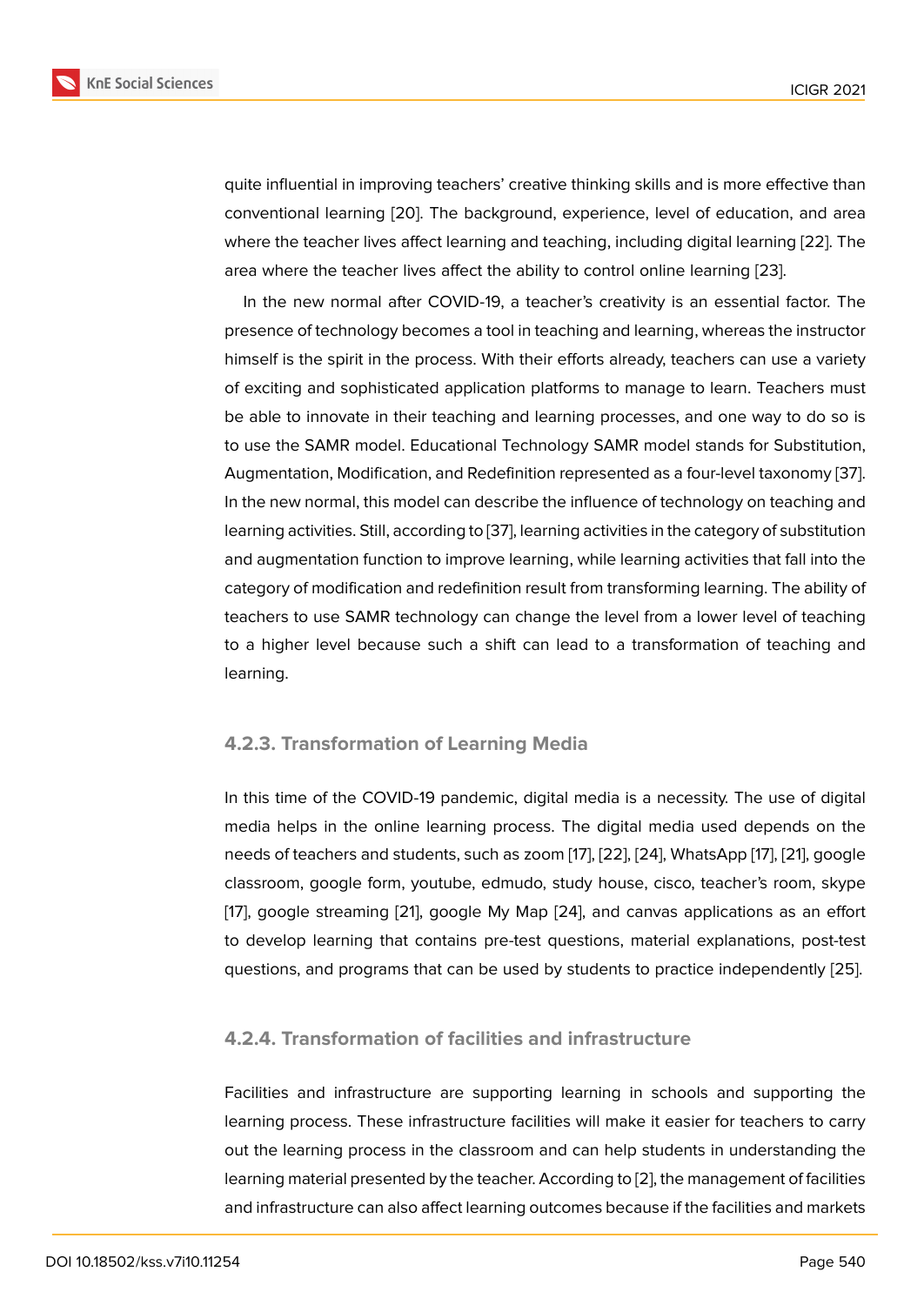quite influential in improving teachers' creative thinking skills and is more effective than conventional learning [20]. The background, experience, level of education, and area where the teacher lives affect learning and teaching, including digital learning [22]. The area where the teacher lives affect the ability to control online learning [23].

In the new normal after COVID-19, a teacher's creativity is an essential factor. The presence of technology becomes a tool in teaching and learning, whereas the instructor himself is the spirit in the process. With their efforts already, teachers can use a variety of exciting and sophisticated application platforms to manage to learn. Teachers must be able to innovate in their teaching and learning processes, and one way to do so is to use the SAMR model. Educational Technology SAMR model stands for Substitution, Augmentation, Modification, and Redefinition represented as a four-level taxonomy [37]. In the new normal, this model can describe the influence of technology on teaching and learning activities. Still, according to [37], learning activities in the category of substitution and augmentation function to improve learning, while learning activities that fall into the category of modification and redefinition result from transforming learning. The ability of teachers to use SAMR technology can change the level from a lower level of teaching to a higher level because such a shift can lead to a transformation of teaching and learning.

### 4.2.3. Transformation of Learning Media

In this time of the COVID-19 pandemic, digital media is a necessity. The use of digital media helps in the online learning process. The digital media used depends on the needs of teachers and students, such as zoom [17], [22], [24], WhatsApp [17], [21], google classroom, google form, youtube, edmudo, study house, cisco, teacher's room, skype [17], google streaming [21], google My Map [24], and canvas applications as an effort to develop learning that contains pre-test questions, material explanations, post-test questions, and programs that can be used by students to practice independently [25].

### 4.2.4. Transformation of facilities and infrastructure

Facilities and infrastructure are supporting learning in schools and supporting the learning process. These infrastructure facilities will make it easier for teachers to carry out the learning process in the classroom and can help students in understanding the learning material presented by the teacher. According to [2], the management of facilities and infrastructure can also affect learning outcomes because if the facilities and markets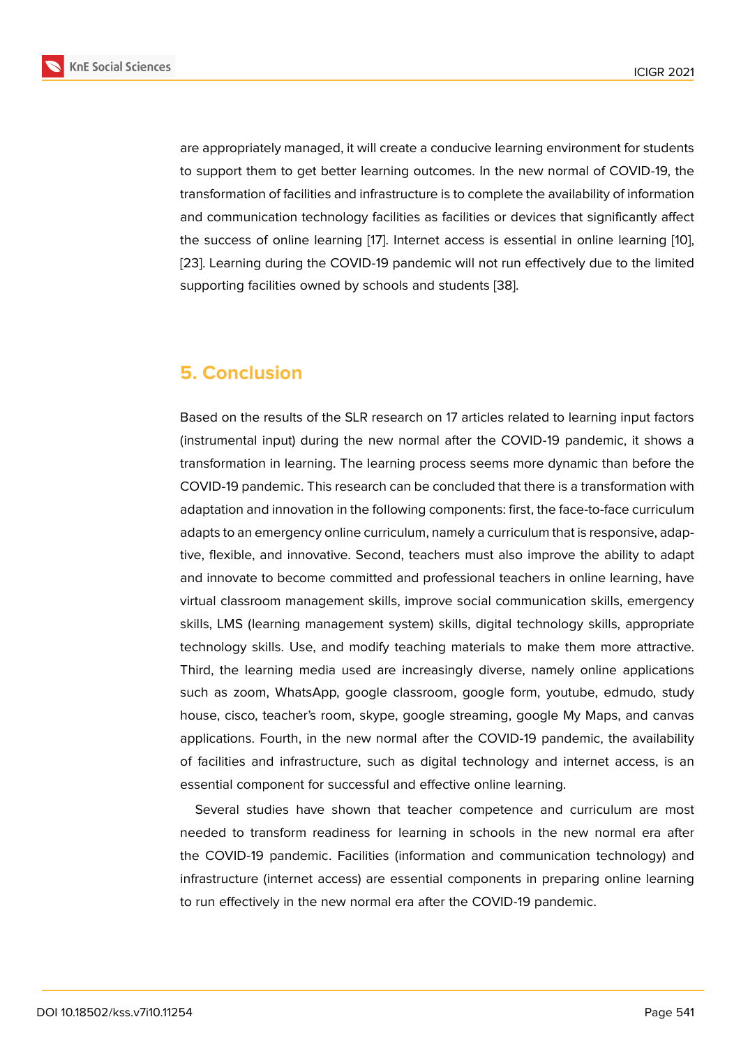are appropriately managed, it will create a conducive learning environment for students to support them to get better learning outcomes. In the new normal of COVID-19, the transformation of facilities and infrastructure is to complete the availability of information and communication technology facilities as facilities or devices that significantly affect the success of online learning [17]. Internet access is essential in online learning [10], [23]. Learning during the COVID-19 pandemic will not run effectively due to the limited supporting facilities owned by schools and students [38].

## 5. Conclusion

Based on the results of the SLR research on 17 articles related to learning input factors (instrumental input) during the new normal after the COVID-19 pandemic, it shows a transformation in learning. The learning process seems more dynamic than before the COVID-19 pandemic. This research can be concluded that there is a transformation with adaptation and innovation in the following components: first, the face-to-face curriculum adapts to an emergency online curriculum, namely a curriculum that is responsive, adaptive, flexible, and innovative. Second, teachers must also improve the ability to adapt and innovate to become committed and professional teachers in online learning, have virtual classroom management skills, improve social communication skills, emergency skills, LMS (learning management system) skills, digital technology skills, appropriate technology skills. Use, and modify teaching materials to make them more attractive. Third, the learning media used are increasingly diverse, namely online applications such as zoom, WhatsApp, google classroom, google form, youtube, edmudo, study house, cisco, teacher's room, skype, google streaming, google My Maps, and canvas applications. Fourth, in the new normal after the COVID-19 pandemic, the availability of facilities and infrastructure, such as digital technology and internet access, is an essential component for successful and effective online learning.

Several studies have shown that teacher competence and curriculum are most needed to transform readiness for learning in schools in the new normal era after the COVID-19 pandemic. Facilities (information and communication technology) and infrastructure (internet access) are essential components in preparing online learning to run effectively in the new normal era after the COVID-19 pandemic.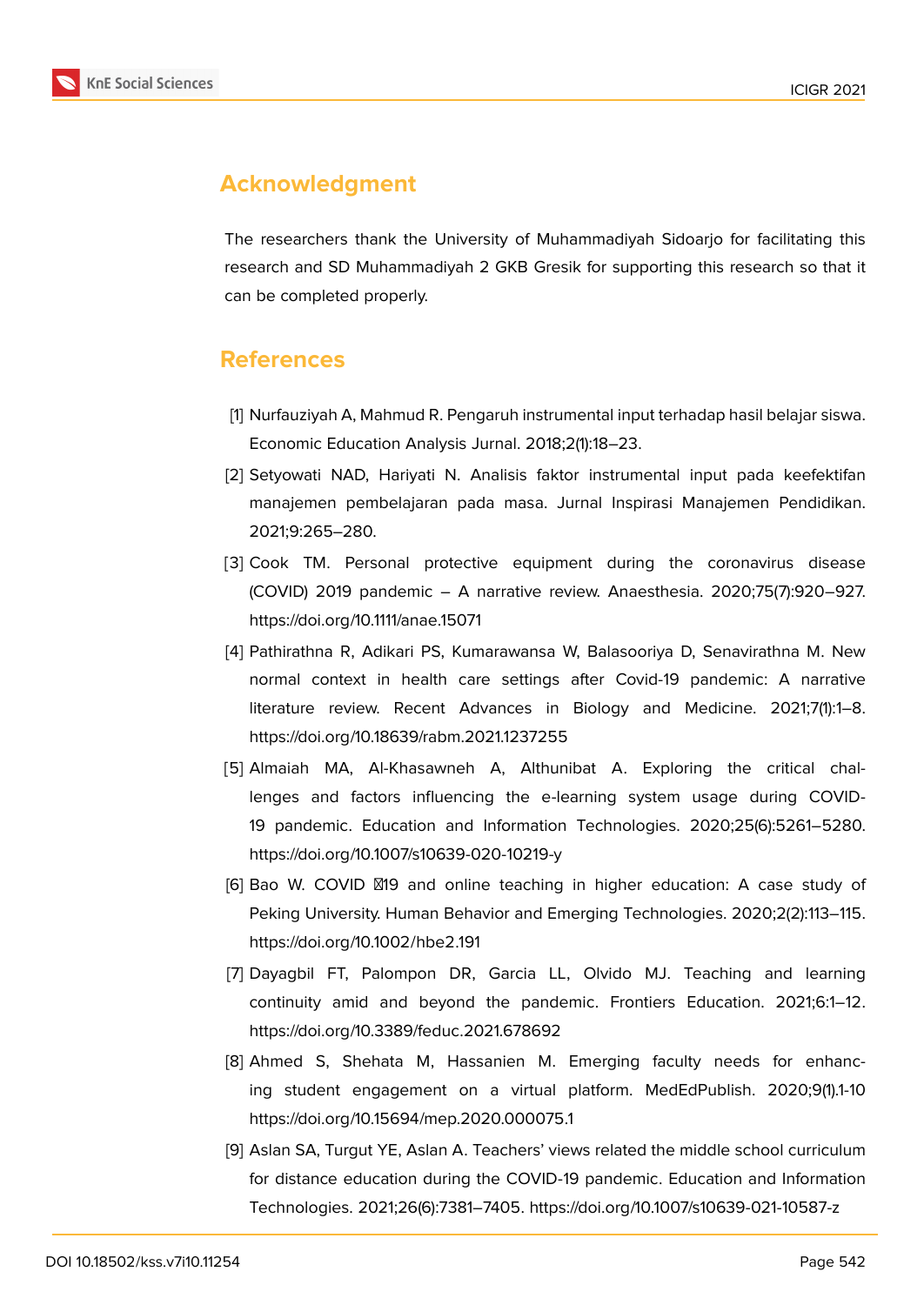## Acknowledgment

The researchers thank the University of Muhammadiyah Sidoarjo for facilitating this research and SD Muhammadiyah 2 GKB Gresik for supporting this research so that it can be completed properly.

## References

[1] Nurfauziyah A, Mahmud R. Pengaruh instrumental input terhadap hasil belajar siswa. Economic Education Analysis Jurnal. 2018;2(1):18–23.

[2] Setyowati NAD, Hariyati N. Analisis faktor instrumental input pada keefektifan manajemen pembelajaran pada masa. Jurnal Inspirasi Manajemen Pendidikan. 2021;9:265–280.

[3] Cook TM. Personal protective equipment during the coronavirus disease (COVID) 2019 pandemic – A narrative review. Anaesthesia. 2020;75(7):920–927. https://doi.org/10.1111/anae.15071

[4] Pathirathna R, Adikari PS, Kumarawansa W, Balasooriya D, Senavirathna M. New normal context in health care settings after Covid-19 pandemic: A narrative literature review. Recent Advances in Biology and Medicine. 2021;7(1):1–8. https://doi.org/10.18639/rabm.2021.1237255

[5] Almaiah MA, Al-Khasawneh A, Althunibat A. Exploring the critical challenges and factors influencing the e-learning system usage during COVID-19 pandemic. Education and Information Technologies. 2020;25(6):5261–5280. https://doi.org/10.1007/s10639-020-10219-y

[6] Bao W. COVID ‐19 and online teaching in higher education: A case study of Peking University. Human Behavior and Emerging Technologies. 2020;2(2):113–115. https://doi.org/10.1002/hbe2.191

[7] Dayagbil FT, Palompon DR, Garcia LL, Olvido MJ. Teaching and learning continuity amid and beyond the pandemic. Frontiers Education. 2021;6:1–12. https://doi.org/10.3389/feduc.2021.678692

[8] Ahmed S, Shehata M, Hassanien M. Emerging faculty needs for enhancing student engagement on a virtual platform. MedEdPublish. 2020;9(1).1-10 https://doi.org/10.15694/mep.2020.000075.1

[9] Aslan SA, Turgut YE, Aslan A. Teachers' views related the middle school curriculum for distance education during the COVID-19 pandemic. Education and Information Technologies. 2021;26(6):7381–7405. https://doi.org/10.1007/s10639-021-10587-z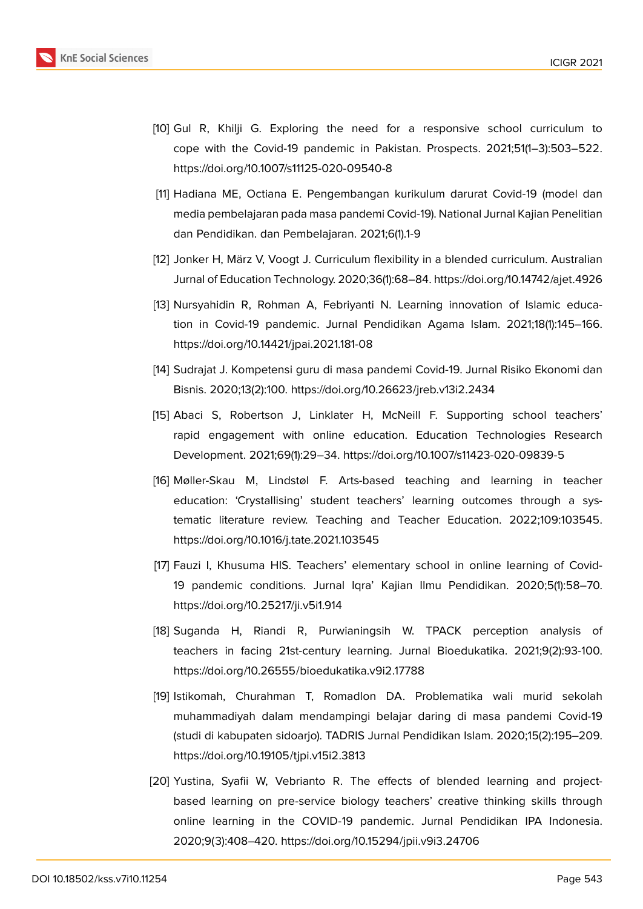[10] Gul R, Khilji G. Exploring the need for a responsive school curriculum to cope with the Covid-19 pandemic in Pakistan. Prospects. 2021;51(1–3):503–522. https://doi.org/10.1007/s11125-020-09540-8

[11] Hadiana ME, Octiana E. Pengembangan kurikulum darurat Covid-19 (model dan media pembelajaran pada masa pandemi Covid-19). National Jurnal Kajian Penelitian dan Pendidikan. dan Pembelajaran. 2021;6(1).1-9

[12] Jonker H, März V, Voogt J. Curriculum flexibility in a blended curriculum. Australian Jurnal of Education Technology. 2020;36(1):68–84. https://doi.org/10.14742/ajet.4926

[13] Nursyahidin R, Rohman A, Febriyanti N. Learning innovation of Islamic education in Covid-19 pandemic. Jurnal Pendidikan Agama Islam. 2021;18(1):145–166. https://doi.org/10.14421/jpai.2021.181-08

[14] Sudrajat J. Kompetensi guru di masa pandemi Covid-19. Jurnal Risiko Ekonomi dan Bisnis. 2020;13(2):100. https://doi.org/10.26623/jreb.v13i2.2434

[15] Abaci S, Robertson J, Linklater H, McNeill F. Supporting school teachers' rapid engagement with online education. Education Technologies Research Development. 2021;69(1):29–34. https://doi.org/10.1007/s11423-020-09839-5

[16] Møller-Skau M, Lindstøl F. Arts-based teaching and learning in teacher education: 'Crystallising' student teachers' learning outcomes through a systematic literature review. Teaching and Teacher Education. 2022;109:103545. https://doi.org/10.1016/j.tate.2021.103545

[17] Fauzi I, Khusuma HIS. Teachers' elementary school in online learning of Covid-19 pandemic conditions. Jurnal Iqra' Kajian Ilmu Pendidikan. 2020;5(1):58–70. https://doi.org/10.25217/ji.v5i1.914

[18] Suganda H, Riandi R, Purwianingsih W. TPACK perception analysis of teachers in facing 21st-century learning. Jurnal Bioedukatika. 2021;9(2):93-100. https://doi.org/10.26555/bioedukatika.v9i2.17788

[19] Istikomah, Churahman T, Romadlon DA. Problematika wali murid sekolah muhammadiyah dalam mendampingi belajar daring di masa pandemi Covid-19 (studi di kabupaten sidoarjo). TADRIS Jurnal Pendidikan Islam. 2020;15(2):195–209. https://doi.org/10.19105/tjpi.v15i2.3813

[20] Yustina, Syafii W, Vebrianto R. The effects of blended learning and project-based learning on pre-service biology teachers' creative thinking skills through online learning in the COVID-19 pandemic. Jurnal Pendidikan IPA Indonesia. 2020;9(3):408–420. https://doi.org/10.15294/jpii.v9i3.24706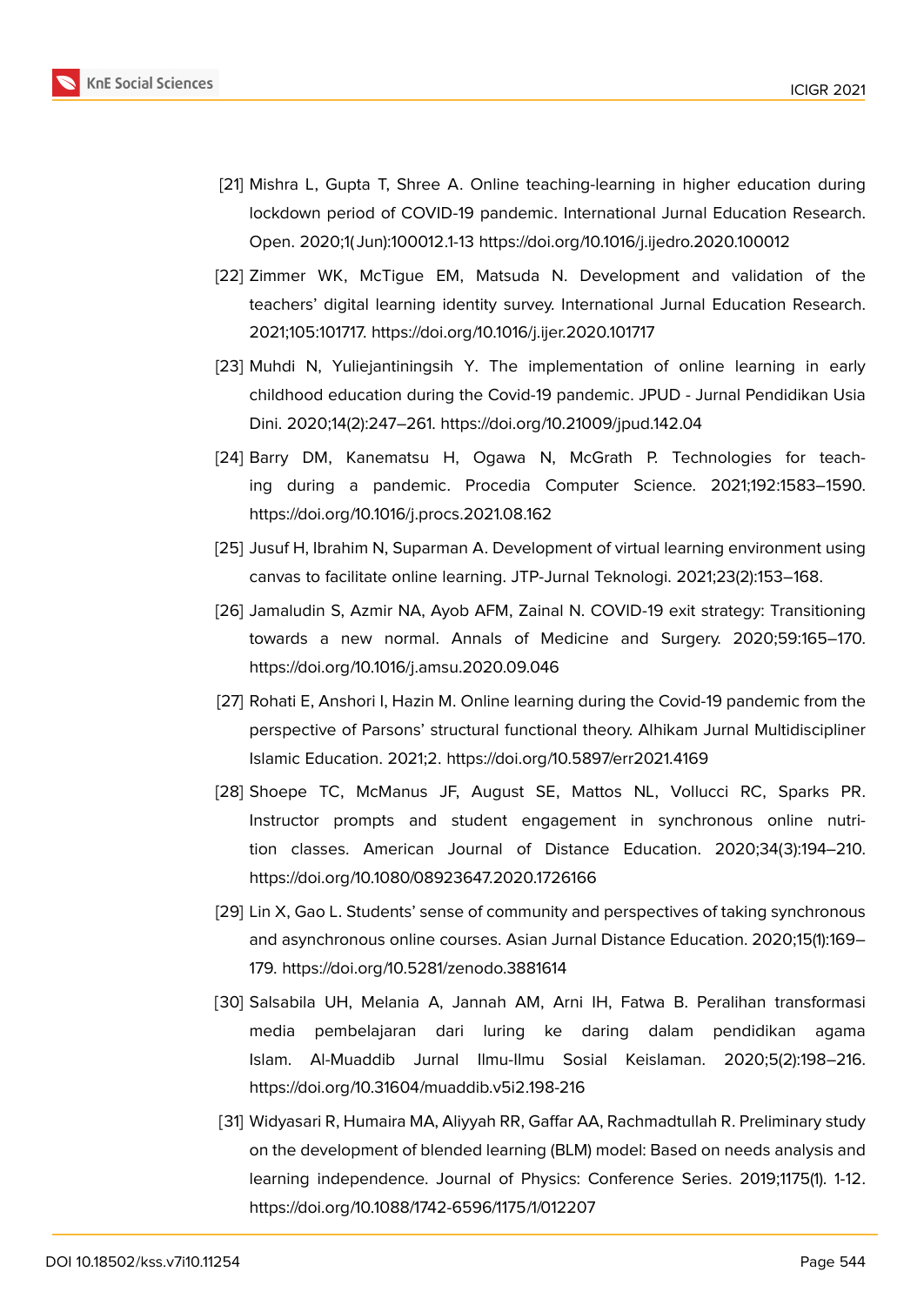[21] Mishra L, Gupta T, Shree A. Online teaching-learning in higher education during lockdown period of COVID-19 pandemic. International Jurnal Education Research. Open. 2020;1(Jun):100012.1-13 https://doi.org/10.1016/j.ijedro.2020.100012

[22] Zimmer WK, McTigue EM, Matsuda N. Development and validation of the teachers' digital learning identity survey. International Jurnal Education Research. 2021;105:101717. https://doi.org/10.1016/j.ijer.2020.101717

[23] Muhdi N, Yuliejantiningsih Y. The implementation of online learning in early childhood education during the Covid-19 pandemic. JPUD - Jurnal Pendidikan Usia Dini. 2020;14(2):247–261. https://doi.org/10.21009/jpud.142.04

[24] Barry DM, Kanematsu H, Ogawa N, McGrath P. Technologies for teaching during a pandemic. Procedia Computer Science. 2021;192:1583–1590. https://doi.org/10.1016/j.procs.2021.08.162

[25] Jusuf H, Ibrahim N, Suparman A. Development of virtual learning environment using canvas to facilitate online learning. JTP-Jurnal Teknologi. 2021;23(2):153–168.

[26] Jamaludin S, Azmir NA, Ayob AFM, Zainal N. COVID-19 exit strategy: Transitioning towards a new normal. Annals of Medicine and Surgery. 2020;59:165–170. https://doi.org/10.1016/j.amsu.2020.09.046

[27] Rohati E, Anshori I, Hazin M. Online learning during the Covid-19 pandemic from the perspective of Parsons' structural functional theory. Alhikam Jurnal Multidiscipliner Islamic Education. 2021;2. https://doi.org/10.5897/err2021.4169

[28] Shoepe TC, McManus JF, August SE, Mattos NL, Vollucci RC, Sparks PR. Instructor prompts and student engagement in synchronous online nutrition classes. American Journal of Distance Education. 2020;34(3):194–210. https://doi.org/10.1080/08923647.2020.1726166

[29] Lin X, Gao L. Students' sense of community and perspectives of taking synchronous and asynchronous online courses. Asian Jurnal Distance Education. 2020;15(1):169–179. https://doi.org/10.5281/zenodo.3881614

[30] Salsabila UH, Melania A, Jannah AM, Arni IH, Fatwa B. Peralihan transformasi media pembelajaran dari luring ke daring dalam pendidikan agama Islam. Al-Muaddib Jurnal Ilmu-Ilmu Sosial Keislaman. 2020;5(2):198–216. https://doi.org/10.31604/muaddib.v5i2.198-216

[31] Widyasari R, Humaira MA, Aliyyah RR, Gaffar AA, Rachmadtullah R. Preliminary study on the development of blended learning (BLM) model: Based on needs analysis and learning independence. Journal of Physics: Conference Series. 2019;1175(1). 1-12. https://doi.org/10.1088/1742-6596/1175/1/012207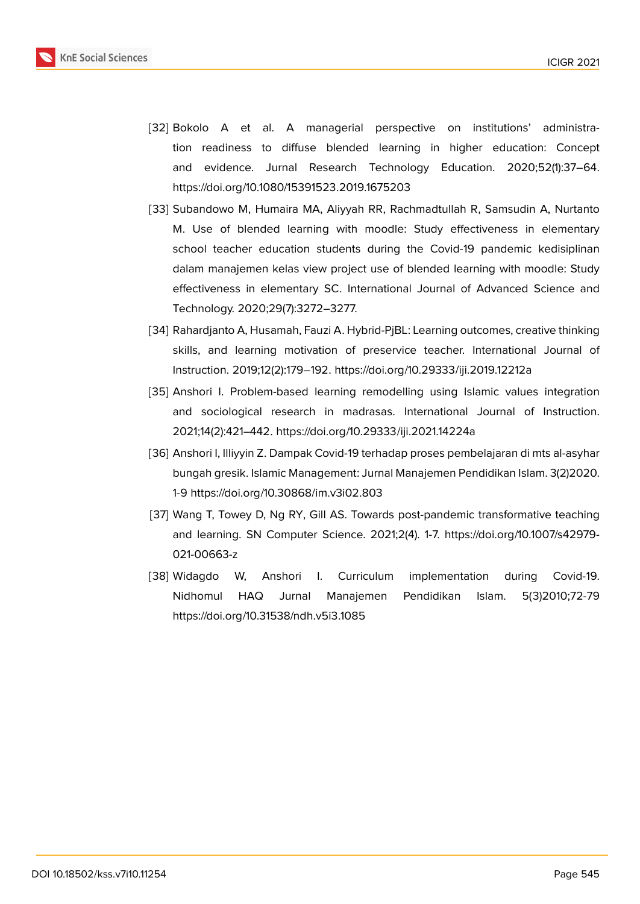[32] Bokolo A et al. A managerial perspective on institutions' administration readiness to diffuse blended learning in higher education: Concept and evidence. Jurnal Research Technology Education. 2020;52(1):37–64. https://doi.org/10.1080/15391523.2019.1675203

[33] Subandowo M, Humaira MA, Aliyyah RR, Rachmadtullah R, Samsudin A, Nurtanto M. Use of blended learning with moodle: Study effectiveness in elementary school teacher education students during the Covid-19 pandemic kedisiplinan dalam manajemen kelas view project use of blended learning with moodle: Study effectiveness in elementary SC. International Journal of Advanced Science and Technology. 2020;29(7):3272–3277.

[34] Rahardjanto A, Husamah, Fauzi A. Hybrid-PjBL: Learning outcomes, creative thinking skills, and learning motivation of preservice teacher. International Journal of Instruction. 2019;12(2):179–192. https://doi.org/10.29333/iji.2019.12212a

[35] Anshori I. Problem-based learning remodelling using Islamic values integration and sociological research in madrasas. International Journal of Instruction. 2021;14(2):421–442. https://doi.org/10.29333/iji.2021.14224a

[36] Anshori I, Illiyyin Z. Dampak Covid-19 terhadap proses pembelajaran di mts al-asyhar bungah gresik. Islamic Management: Jurnal Manajemen Pendidikan Islam. 3(2)2020. 1-9 https://doi.org/10.30868/im.v3i02.803

[37] Wang T, Towey D, Ng RY, Gill AS. Towards post-pandemic transformative teaching and learning. SN Computer Science. 2021;2(4). 1-7. https://doi.org/10.1007/s42979-021-00663-z

[38] Widagdo W, Anshori I. Curriculum implementation during Covid-19. Nidhomul HAQ Jurnal Manajemen Pendidikan Islam. 5(3)2010;72-79 https://doi.org/10.31538/ndh.v5i3.1085